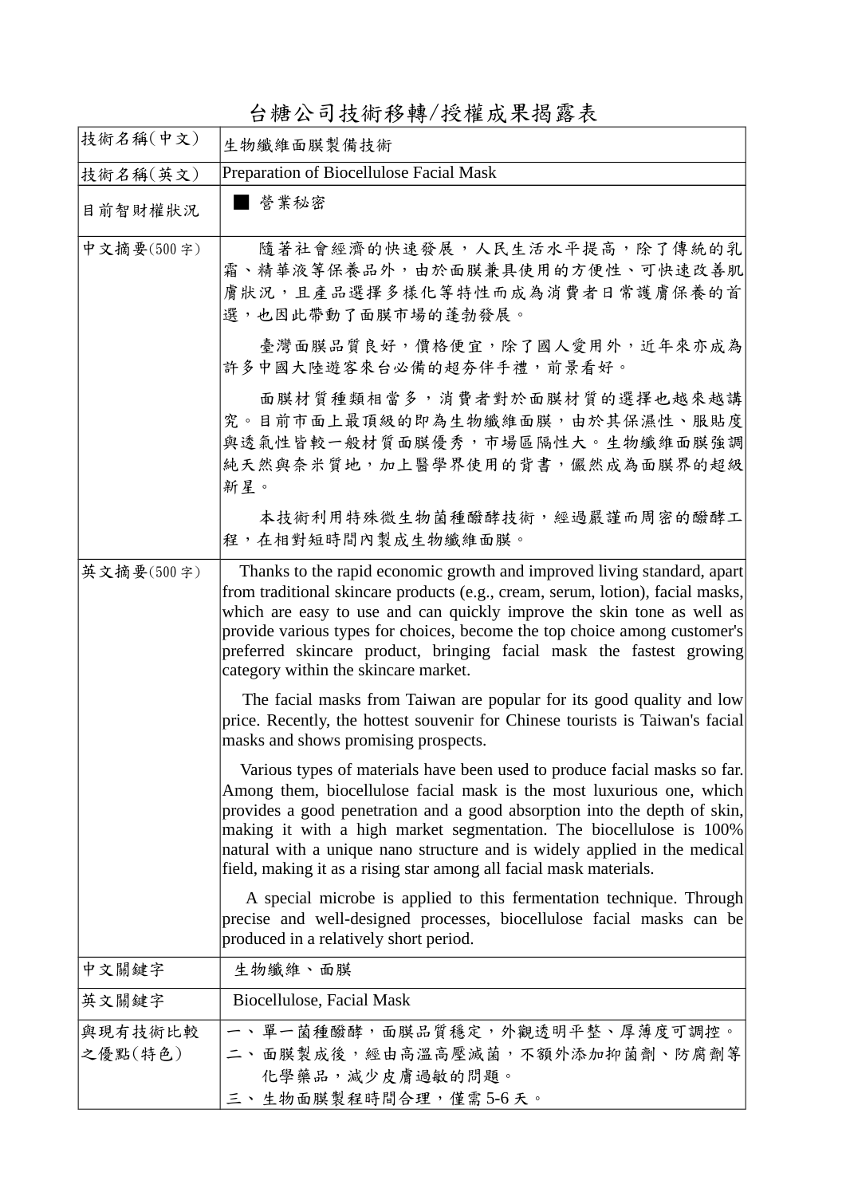# 台糖公司技術移轉/授權成果揭露表

| 技術名稱(中文) | 生物纖維面膜製備技術 |
|---|---|
| 技術名稱(英文) | Preparation of Biocellulose Facial Mask |
| 目前智財權狀況 | ■ 營業秘密 |
| 中文摘要(500字) | 隨著社會經濟的快速發展，人民生活水平提高，除了傳統的乳霜、精華液等保養品外，由於面膜兼具使用的方便性、可快速改善肌膚狀況，且產品選擇多樣化等特性而成為消費者日常護膚保養的首選，也因此帶動了面膜市場的蓬勃發展。<br><br>臺灣面膜品質良好，價格便宜，除了國人愛用外，近年來亦成為許多中國大陸遊客來台必備的超夯伴手禮，前景看好。<br><br>面膜材質種類相當多，消費者對於面膜材質的選擇也越來越講究。目前市面上最頂級的即為生物纖維面膜，由於其保濕性、服貼度與透氣性皆較一般材質面膜優秀，市場區隔性大。生物纖維面膜強調純天然與奈米質地，加上醫學界使用的背書，儼然成為面膜界的超級新星。<br><br>本技術利用特殊微生物菌種醱酵技術，經過嚴謹而周密的醱酵工程，在相對短時間內製成生物纖維面膜。 |
| 英文摘要(500字) | Thanks to the rapid economic growth and improved living standard, apart from traditional skincare products (e.g., cream, serum, lotion), facial masks, which are easy to use and can quickly improve the skin tone as well as provide various types for choices, become the top choice among customer's preferred skincare product, bringing facial mask the fastest growing category within the skincare market.<br><br>The facial masks from Taiwan are popular for its good quality and low price. Recently, the hottest souvenir for Chinese tourists is Taiwan's facial masks and shows promising prospects.<br><br>Various types of materials have been used to produce facial masks so far. Among them, biocellulose facial mask is the most luxurious one, which provides a good penetration and a good absorption into the depth of skin, making it with a high market segmentation. The biocellulose is 100% natural with a unique nano structure and is widely applied in the medical field, making it as a rising star among all facial mask materials.<br><br>A special microbe is applied to this fermentation technique. Through precise and well-designed processes, biocellulose facial masks can be produced in a relatively short period. |
| 中文關鍵字 | 生物纖維、面膜 |
| 英文關鍵字 | Biocellulose, Facial Mask |
| 與現有技術比較之優點(特色) | 一、單一菌種醱酵，面膜品質穩定，外觀透明平整、厚薄度可調控。<br>二、面膜製成後，經由高溫高壓滅菌，不額外添加抑菌劑、防腐劑等化學藥品，減少皮膚過敏的問題。<br>三、生物面膜製程時間合理，僅需 5-6 天。 |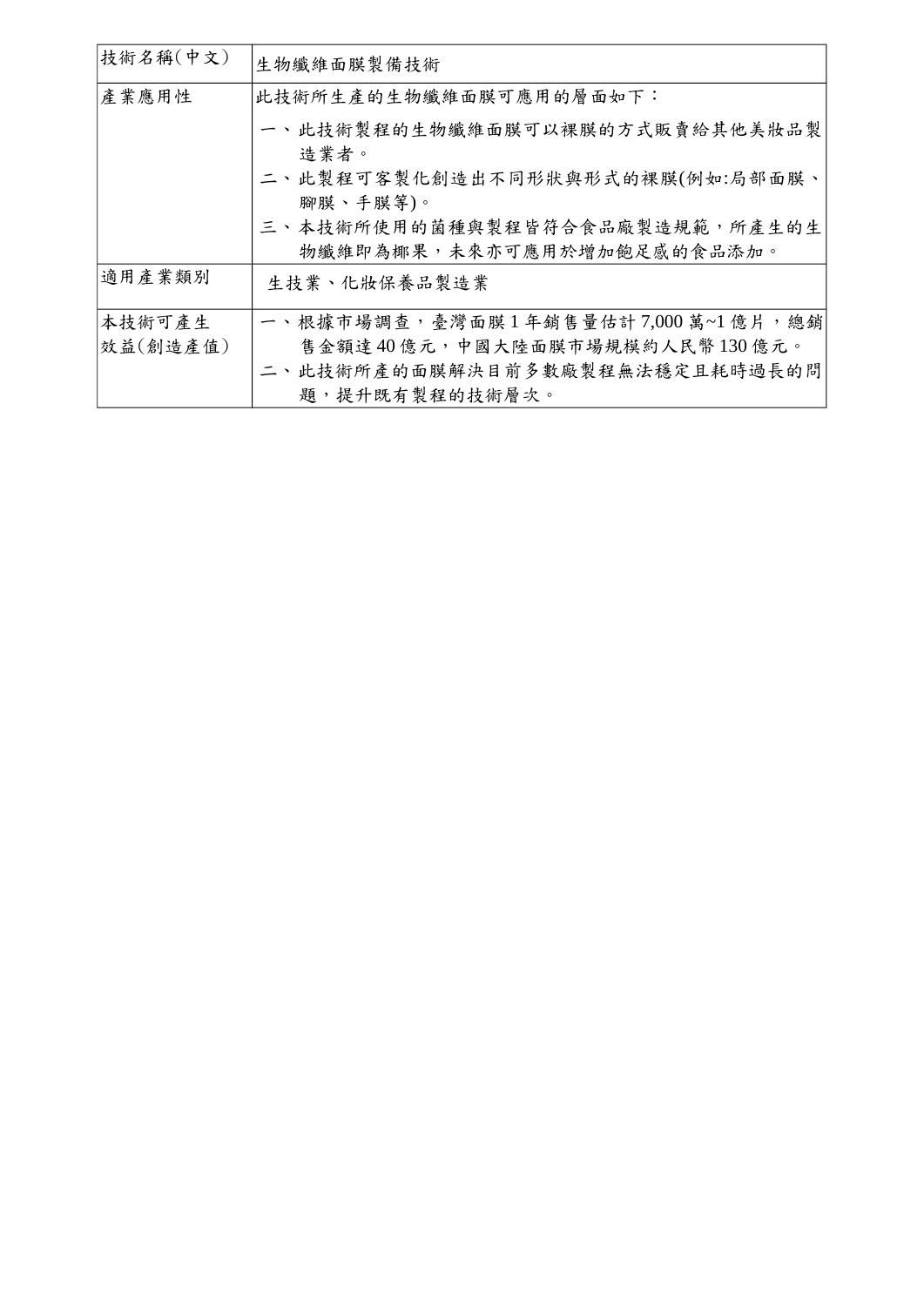| | |
|---|---|
| 技術名稱(中文) | 生物纖維面膜製備技術 |
| 產業應用性 | 此技術所生產的生物纖維面膜可應用的層面如下：<br>一、此技術製程的生物纖維面膜可以裸膜的方式販賣給其他美妝品製造業者。<br>二、此製程可客製化創造出不同形狀與形式的裸膜(例如:局部面膜、腳膜、手膜等)。<br>三、本技術所使用的菌種與製程皆符合食品廠製造規範，所產生的生物纖維即為椰果，未來亦可應用於增加飽足感的食品添加。 |
| 適用產業類別 | 生技業、化妝保養品製造業 |
| 本技術可產生效益(創造產值) | 一、根據市場調查，臺灣面膜 1 年銷售量估計 7,000 萬~1 億片，總銷售金額達 40 億元，中國大陸面膜市場規模約人民幣 130 億元。<br>二、此技術所產的面膜解決目前多數廠製程無法穩定且耗時過長的問題，提升既有製程的技術層次。 |